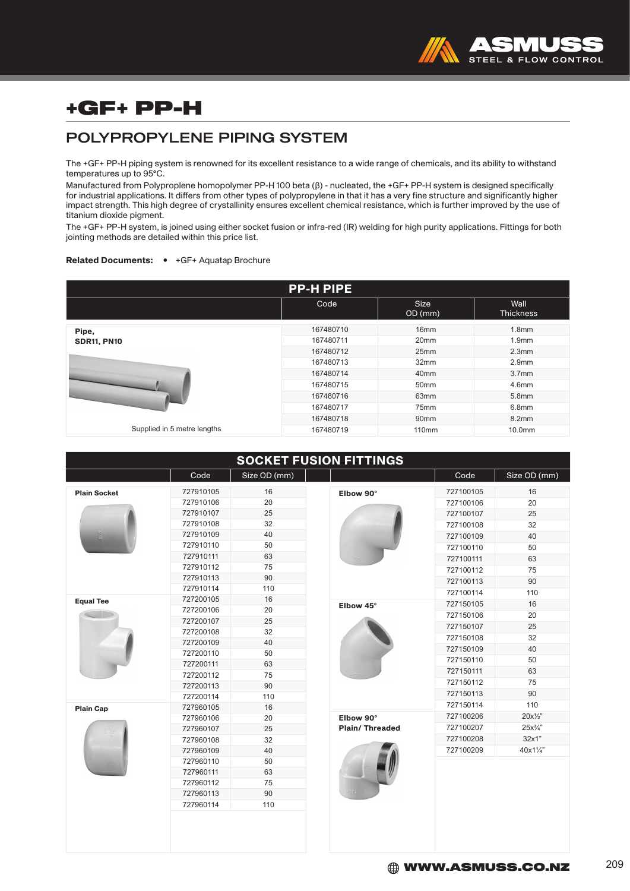# +GF+ PP-H

## POLYPROPYLENE PIPING SYSTEM

The +GF+ PP-H piping system is renowned for its excellent resistance to a wide range of chemicals, and its ability to withstand temperatures up to 95°C.

Manufactured from Polypropylene homopolymer PP-H 100 beta (β) - nucleated, the +GF+ PP-H system is designed specifically for industrial applications. It differs from other types of polypropylene in that it has a very fine structure and significantly higher impact strength. This high degree of crystallinity ensures excellent chemical resistance, which is further improved by the use of titanium dioxide pigment.

The +GF+ PP-H system, is joined using either socket fusion or infra-red (IR) welding for high purity applications. Fittings for both jointing methods are detailed within this price list.

**Related Documents:** • +GF+ Aquatap Brochure

### PP-H PIPE

| | Code | Size OD (mm) | Wall Thickness |
|---|---|---|---|
| **Pipe, SDR11, PN10** | 167480710 | 16mm | 1.8mm |
| | 167480711 | 20mm | 1.9mm |
| | 167480712 | 25mm | 2.3mm |
| | 167480713 | 32mm | 2.9mm |
| | 167480714 | 40mm | 3.7mm |
| | 167480715 | 50mm | 4.6mm |
| | 167480716 | 63mm | 5.8mm |
| | 167480717 | 75mm | 6.8mm |
| | 167480718 | 90mm | 8.2mm |
| Supplied in 5 metre lengths | 167480719 | 110mm | 10.0mm |

### SOCKET FUSION FITTINGS

| | Code | Size OD (mm) |
|---|---|---|
| **Plain Socket** | 727910105 | 16 |
| | 727910106 | 20 |
| | 727910107 | 25 |
| | 727910108 | 32 |
| | 727910109 | 40 |
| | 727910110 | 50 |
| | 727910111 | 63 |
| | 727910112 | 75 |
| | 727910113 | 90 |
| | 727910114 | 110 |
| **Equal Tee** | 727200105 | 16 |
| | 727200106 | 20 |
| | 727200107 | 25 |
| | 727200108 | 32 |
| | 727200109 | 40 |
| | 727200110 | 50 |
| | 727200111 | 63 |
| | 727200112 | 75 |
| | 727200113 | 90 |
| | 727200114 | 110 |
| **Plain Cap** | 727960105 | 16 |
| | 727960106 | 20 |
| | 727960107 | 25 |
| | 727960108 | 32 |
| | 727960109 | 40 |
| | 727960110 | 50 |
| | 727960111 | 63 |
| | 727960112 | 75 |
| | 727960113 | 90 |
| | 727960114 | 110 |

| | Code | Size OD (mm) |
|---|---|---|
| **Elbow 90°** | 727100105 | 16 |
| | 727100106 | 20 |
| | 727100107 | 25 |
| | 727100108 | 32 |
| | 727100109 | 40 |
| | 727100110 | 50 |
| | 727100111 | 63 |
| | 727100112 | 75 |
| | 727100113 | 90 |
| | 727100114 | 110 |
| **Elbow 45°** | 727150105 | 16 |
| | 727150106 | 20 |
| | 727150107 | 25 |
| | 727150108 | 32 |
| | 727150109 | 40 |
| | 727150110 | 50 |
| | 727150111 | 63 |
| | 727150112 | 75 |
| | 727150113 | 90 |
| | 727150114 | 110 |
| **Elbow 90° Plain/ Threaded** | 727100206 | 20x½" |
| | 727100207 | 25x¾" |
| | 727100208 | 32x1" |
| | 727100209 | 40x1¼" |

WWW.ASMUSS.CO.NZ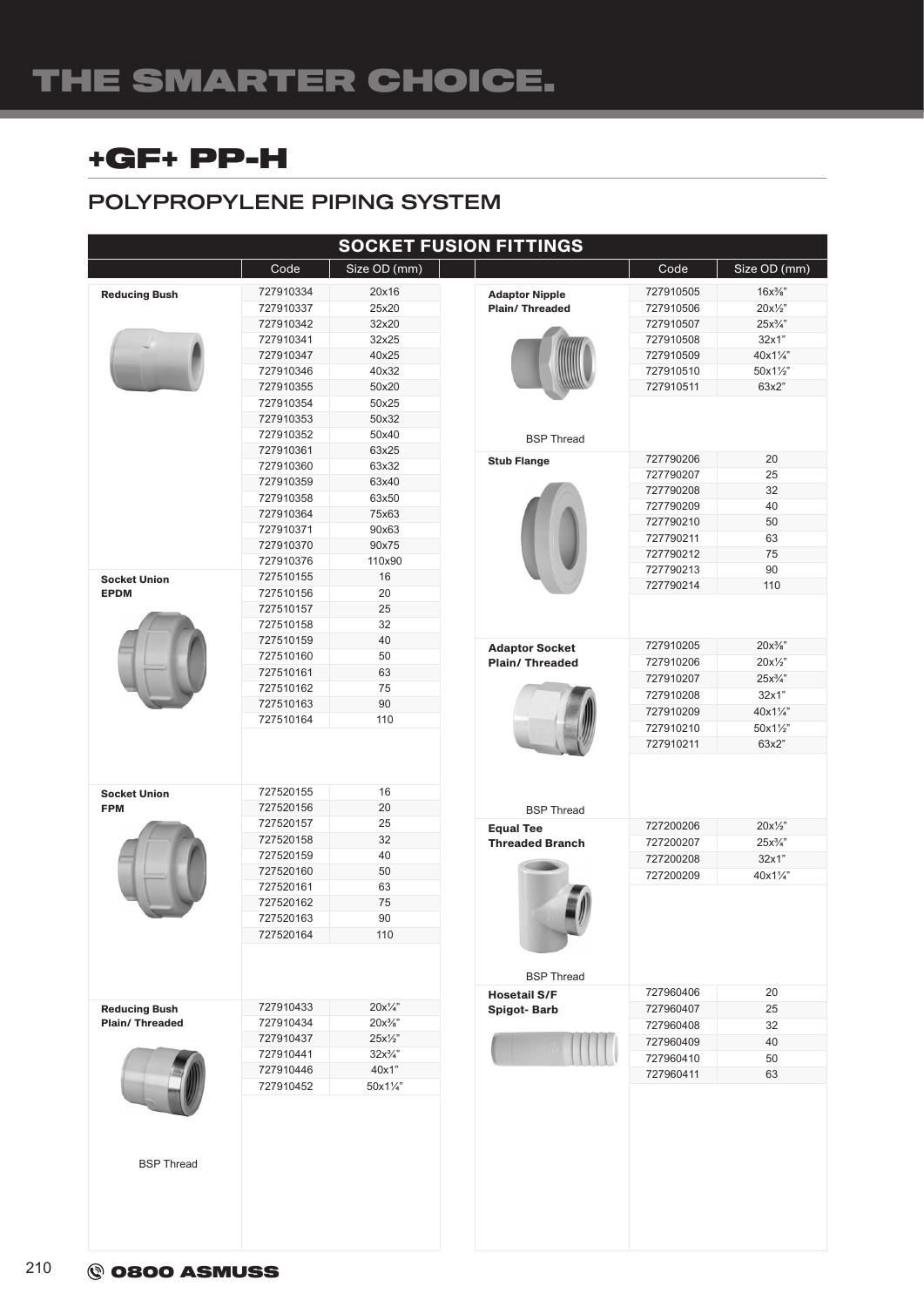# THE SMARTER CHOICE.

## +GF+ PP-H

### POLYPROPYLENE PIPING SYSTEM

**SOCKET FUSION FITTINGS**

| | Code | Size OD (mm) |
|---|---|---|
| **Reducing Bush** | 727910334 | 20x16 |
| | 727910337 | 25x20 |
| | 727910342 | 32x20 |
| | 727910341 | 32x25 |
| | 727910347 | 40x25 |
| | 727910346 | 40x32 |
| | 727910355 | 50x20 |
| | 727910354 | 50x25 |
| | 727910353 | 50x32 |
| | 727910352 | 50x40 |
| | 727910361 | 63x25 |
| | 727910360 | 63x32 |
| | 727910359 | 63x40 |
| | 727910358 | 63x50 |
| | 727910364 | 75x63 |
| | 727910371 | 90x63 |
| | 727910370 | 90x75 |
| | 727910376 | 110x90 |
| **Socket Union EPDM** | 727510155 | 16 |
| | 727510156 | 20 |
| | 727510157 | 25 |
| | 727510158 | 32 |
| | 727510159 | 40 |
| | 727510160 | 50 |
| | 727510161 | 63 |
| | 727510162 | 75 |
| | 727510163 | 90 |
| | 727510164 | 110 |
| **Socket Union FPM** | 727520155 | 16 |
| | 727520156 | 20 |
| | 727520157 | 25 |
| | 727520158 | 32 |
| | 727520159 | 40 |
| | 727520160 | 50 |
| | 727520161 | 63 |
| | 727520162 | 75 |
| | 727520163 | 90 |
| | 727520164 | 110 |
| **Reducing Bush Plain/ Threaded** (BSP Thread) | 727910433 | 20x¼" |
| | 727910434 | 20x⅜" |
| | 727910437 | 25x½" |
| | 727910441 | 32x¾" |
| | 727910446 | 40x1" |
| | 727910452 | 50x1¼" |

| | Code | Size OD (mm) |
|---|---|---|
| **Adaptor Nipple Plain/ Threaded** (BSP Thread) | 727910505 | 16x⅜" |
| | 727910506 | 20x½" |
| | 727910507 | 25x¾" |
| | 727910508 | 32x1" |
| | 727910509 | 40x1¼" |
| | 727910510 | 50x1½" |
| | 727910511 | 63x2" |
| **Stub Flange** | 727790206 | 20 |
| | 727790207 | 25 |
| | 727790208 | 32 |
| | 727790209 | 40 |
| | 727790210 | 50 |
| | 727790211 | 63 |
| | 727790212 | 75 |
| | 727790213 | 90 |
| | 727790214 | 110 |
| **Adaptor Socket Plain/ Threaded** (BSP Thread) | 727910205 | 20x⅜" |
| | 727910206 | 20x½" |
| | 727910207 | 25x¾" |
| | 727910208 | 32x1" |
| | 727910209 | 40x1¼" |
| | 727910210 | 50x1½" |
| | 727910211 | 63x2" |
| **Equal Tee Threaded Branch** (BSP Thread) | 727200206 | 20x½" |
| | 727200207 | 25x¾" |
| | 727200208 | 32x1" |
| | 727200209 | 40x1¼" |
| **Hosetail S/F Spigot- Barb** | 727960406 | 20 |
| | 727960407 | 25 |
| | 727960408 | 32 |
| | 727960409 | 40 |
| | 727960410 | 50 |
| | 727960411 | 63 |

0800 ASMUSS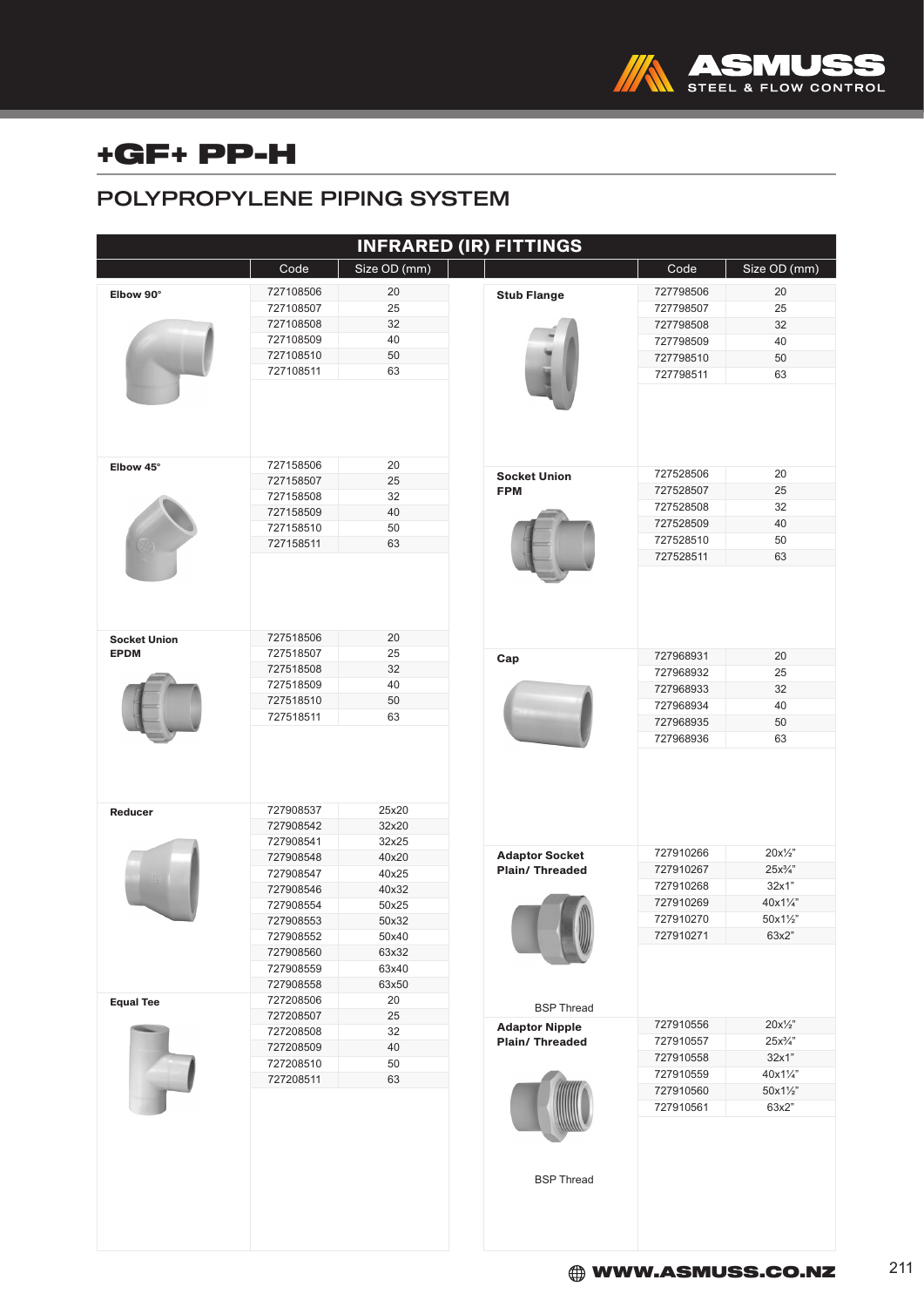# +GF+ PP-H

## POLYPROPYLENE PIPING SYSTEM

### INFRARED (IR) FITTINGS

| | Code | Size OD (mm) |
|---|---|---|
| **Elbow 90°** | 727108506 | 20 |
| | 727108507 | 25 |
| | 727108508 | 32 |
| | 727108509 | 40 |
| | 727108510 | 50 |
| | 727108511 | 63 |
| **Elbow 45°** | 727158506 | 20 |
| | 727158507 | 25 |
| | 727158508 | 32 |
| | 727158509 | 40 |
| | 727158510 | 50 |
| | 727158511 | 63 |
| **Socket Union EPDM** | 727518506 | 20 |
| | 727518507 | 25 |
| | 727518508 | 32 |
| | 727518509 | 40 |
| | 727518510 | 50 |
| | 727518511 | 63 |
| **Reducer** | 727908537 | 25x20 |
| | 727908542 | 32x20 |
| | 727908541 | 32x25 |
| | 727908548 | 40x20 |
| | 727908547 | 40x25 |
| | 727908546 | 40x32 |
| | 727908554 | 50x25 |
| | 727908553 | 50x32 |
| | 727908552 | 50x40 |
| | 727908560 | 63x32 |
| | 727908559 | 63x40 |
| | 727908558 | 63x50 |
| **Equal Tee** | 727208506 | 20 |
| | 727208507 | 25 |
| | 727208508 | 32 |
| | 727208509 | 40 |
| | 727208510 | 50 |
| | 727208511 | 63 |

| | Code | Size OD (mm) |
|---|---|---|
| **Stub Flange** | 727798506 | 20 |
| | 727798507 | 25 |
| | 727798508 | 32 |
| | 727798509 | 40 |
| | 727798510 | 50 |
| | 727798511 | 63 |
| **Socket Union FPM** | 727528506 | 20 |
| | 727528507 | 25 |
| | 727528508 | 32 |
| | 727528509 | 40 |
| | 727528510 | 50 |
| | 727528511 | 63 |
| **Cap** | 727968931 | 20 |
| | 727968932 | 25 |
| | 727968933 | 32 |
| | 727968934 | 40 |
| | 727968935 | 50 |
| | 727968936 | 63 |
| **Adaptor Socket Plain/ Threaded** (BSP Thread) | 727910266 | 20x½" |
| | 727910267 | 25x¾" |
| | 727910268 | 32x1" |
| | 727910269 | 40x1¼" |
| | 727910270 | 50x1½" |
| | 727910271 | 63x2" |
| **Adaptor Nipple Plain/ Threaded** (BSP Thread) | 727910556 | 20x½" |
| | 727910557 | 25x¾" |
| | 727910558 | 32x1" |
| | 727910559 | 40x1¼" |
| | 727910560 | 50x1½" |
| | 727910561 | 63x2" |